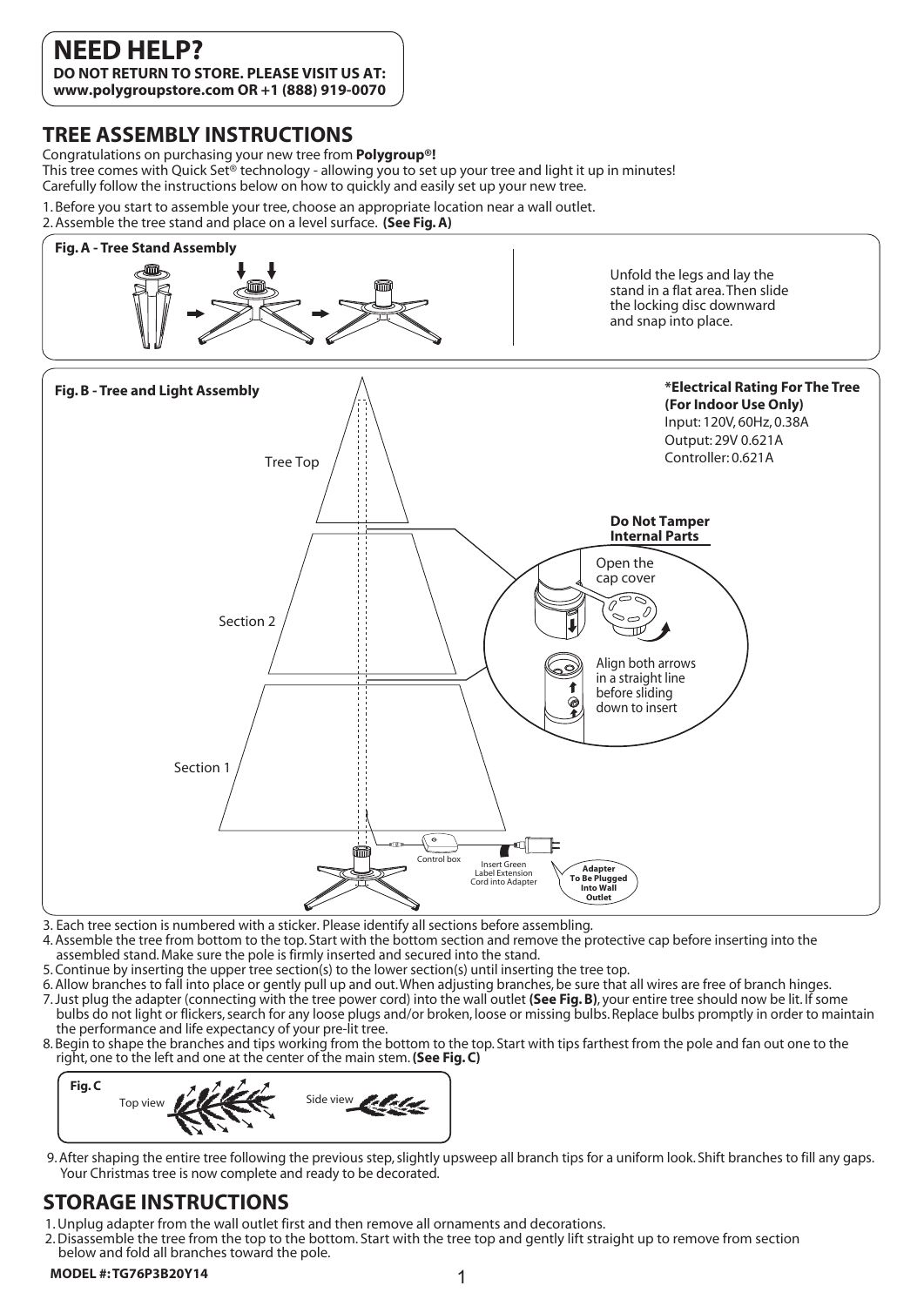## NEED HELP?

**DO NOT RETURN TO STORE. PLEASE VISIT US AT:**
**www.polygroupstore.com OR +1 (888) 919-0070**

## TREE ASSEMBLY INSTRUCTIONS

Congratulations on purchasing your new tree from **Polygroup®!**
This tree comes with Quick Set® technology - allowing you to set up your tree and light it up in minutes!
Carefully follow the instructions below on how to quickly and easily set up your new tree.

1. Before you start to assemble your tree, choose an appropriate location near a wall outlet.
2. Assemble the tree stand and place on a level surface. **(See Fig. A)**

**Fig. A - Tree Stand Assembly**

Unfold the legs and lay the stand in a flat area. Then slide the locking disc downward and snap into place.

**Fig. B - Tree and Light Assembly**

Tree Top

Section 2

Section 1

Control box

Insert Green Label Extension Cord into Adapter

**Adapter To Be Plugged Into Wall Outlet**

**Do Not Tamper Internal Parts**

Open the cap cover

Align both arrows in a straight line before sliding down to insert

***Electrical Rating For The Tree (For Indoor Use Only)**
Input: 120V, 60Hz, 0.38A
Output: 29V 0.621A
Controller: 0.621A

3. Each tree section is numbered with a sticker. Please identify all sections before assembling.
4. Assemble the tree from bottom to the top. Start with the bottom section and remove the protective cap before inserting into the assembled stand. Make sure the pole is firmly inserted and secured into the stand.
5. Continue by inserting the upper tree section(s) to the lower section(s) until inserting the tree top.
6. Allow branches to fall into place or gently pull up and out. When adjusting branches, be sure that all wires are free of branch hinges.
7. Just plug the adapter (connecting with the tree power cord) into the wall outlet **(See Fig. B)**, your entire tree should now be lit. If some bulbs do not light or flickers, search for any loose plugs and/or broken, loose or missing bulbs. Replace bulbs promptly in order to maintain the performance and life expectancy of your pre-lit tree.
8. Begin to shape the branches and tips working from the bottom to the top. Start with tips farthest from the pole and fan out one to the right, one to the left and one at the center of the main stem. **(See Fig. C)**

**Fig. C**

Top view

Side view

9. After shaping the entire tree following the previous step, slightly upsweep all branch tips for a uniform look. Shift branches to fill any gaps. Your Christmas tree is now complete and ready to be decorated.

## STORAGE INSTRUCTIONS

1. Unplug adapter from the wall outlet first and then remove all ornaments and decorations.
2. Disassemble the tree from the top to the bottom. Start with the tree top and gently lift straight up to remove from section below and fold all branches toward the pole.

**MODEL #: TG76P3B20Y14**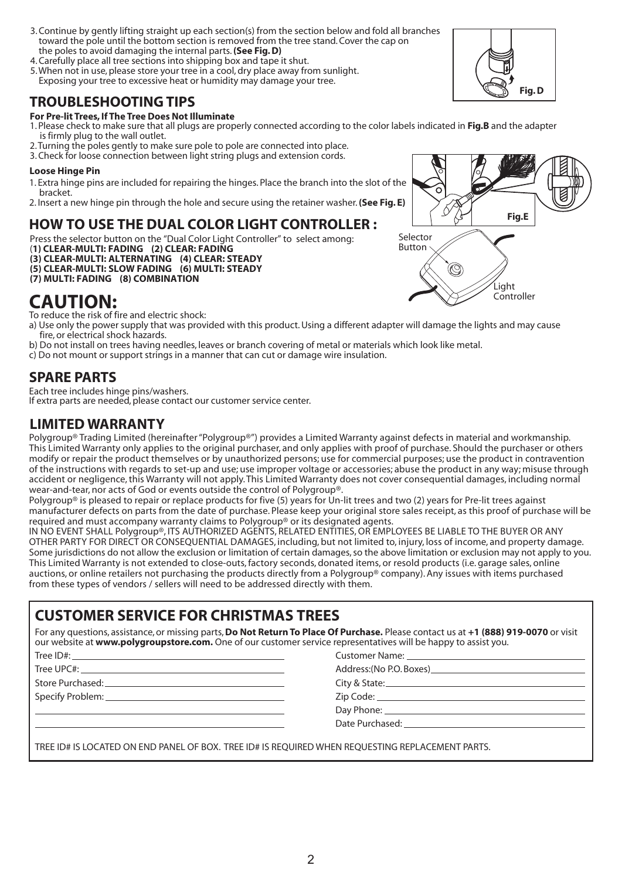3. Continue by gently lifting straight up each section(s) from the section below and fold all branches toward the pole until the bottom section is removed from the tree stand. Cover the cap on the poles to avoid damaging the internal parts. **(See Fig. D)**
4. Carefully place all tree sections into shipping box and tape it shut.
5. When not in use, please store your tree in a cool, dry place away from sunlight. Exposing your tree to excessive heat or humidity may damage your tree.

Fig. D

## TROUBLESHOOTING TIPS

**For Pre-lit Trees, If The Tree Does Not Illuminate**

1. Please check to make sure that all plugs are properly connected according to the color labels indicated in **Fig.B** and the adapter is firmly plug to the wall outlet.
2. Turning the poles gently to make sure pole to pole are connected into place.
3. Check for loose connection between light string plugs and extension cords.

**Loose Hinge Pin**

1. Extra hinge pins are included for repairing the hinges. Place the branch into the slot of the bracket.
2. Insert a new hinge pin through the hole and secure using the retainer washer. **(See Fig. E)**

Fig.E

## HOW TO USE THE DUAL COLOR LIGHT CONTROLLER :

Press the selector button on the "Dual Color Light Controller" to select among:
**(1) CLEAR-MULTI: FADING (2) CLEAR: FADING**
**(3) CLEAR-MULTI: ALTERNATING (4) CLEAR: STEADY**
**(5) CLEAR-MULTI: SLOW FADING (6) MULTI: STEADY**
**(7) MULTI: FADING (8) COMBINATION**

Selector Button

Light Controller

# CAUTION:

To reduce the risk of fire and electric shock:

a) Use only the power supply that was provided with this product. Using a different adapter will damage the lights and may cause fire, or electrical shock hazards.
b) Do not install on trees having needles, leaves or branch covering of metal or materials which look like metal.
c) Do not mount or support strings in a manner that can cut or damage wire insulation.

## SPARE PARTS

Each tree includes hinge pins/washers.
If extra parts are needed, please contact our customer service center.

## LIMITED WARRANTY

Polygroup® Trading Limited (hereinafter "Polygroup®") provides a Limited Warranty against defects in material and workmanship. This Limited Warranty only applies to the original purchaser, and only applies with proof of purchase. Should the purchaser or others modify or repair the product themselves or by unauthorized persons; use for commercial purposes; use the product in contravention of the instructions with regards to set-up and use; use improper voltage or accessories; abuse the product in any way; misuse through accident or negligence, this Warranty will not apply. This Limited Warranty does not cover consequential damages, including normal wear-and-tear, nor acts of God or events outside the control of Polygroup®.
Polygroup® is pleased to repair or replace products for five (5) years for Un-lit trees and two (2) years for Pre-lit trees against manufacturer defects on parts from the date of purchase. Please keep your original store sales receipt, as this proof of purchase will be required and must accompany warranty claims to Polygroup® or its designated agents.
IN NO EVENT SHALL Polygroup®, ITS AUTHORIZED AGENTS, RELATED ENTITIES, OR EMPLOYEES BE LIABLE TO THE BUYER OR ANY OTHER PARTY FOR DIRECT OR CONSEQUENTIAL DAMAGES, including, but not limited to, injury, loss of income, and property damage. Some jurisdictions do not allow the exclusion or limitation of certain damages, so the above limitation or exclusion may not apply to you. This Limited Warranty is not extended to close-outs, factory seconds, donated items, or resold products (i.e. garage sales, online auctions, or online retailers not purchasing the products directly from a Polygroup® company). Any issues with items purchased from these types of vendors / sellers will need to be addressed directly with them.

## CUSTOMER SERVICE FOR CHRISTMAS TREES

For any questions, assistance, or missing parts, **Do Not Return To Place Of Purchase.** Please contact us at **+1 (888) 919-0070** or visit our website at **www.polygroupstore.com.** One of our customer service representatives will be happy to assist you.

Tree ID#: ____________________

Tree UPC#: ____________________

Store Purchased: ____________________

Specify Problem: ____________________

Customer Name: ____________________

Address:(No P.O. Boxes) ____________________

City & State: ____________________

Zip Code: ____________________

Day Phone: ____________________

Date Purchased: ____________________

TREE ID# IS LOCATED ON END PANEL OF BOX. TREE ID# IS REQUIRED WHEN REQUESTING REPLACEMENT PARTS.